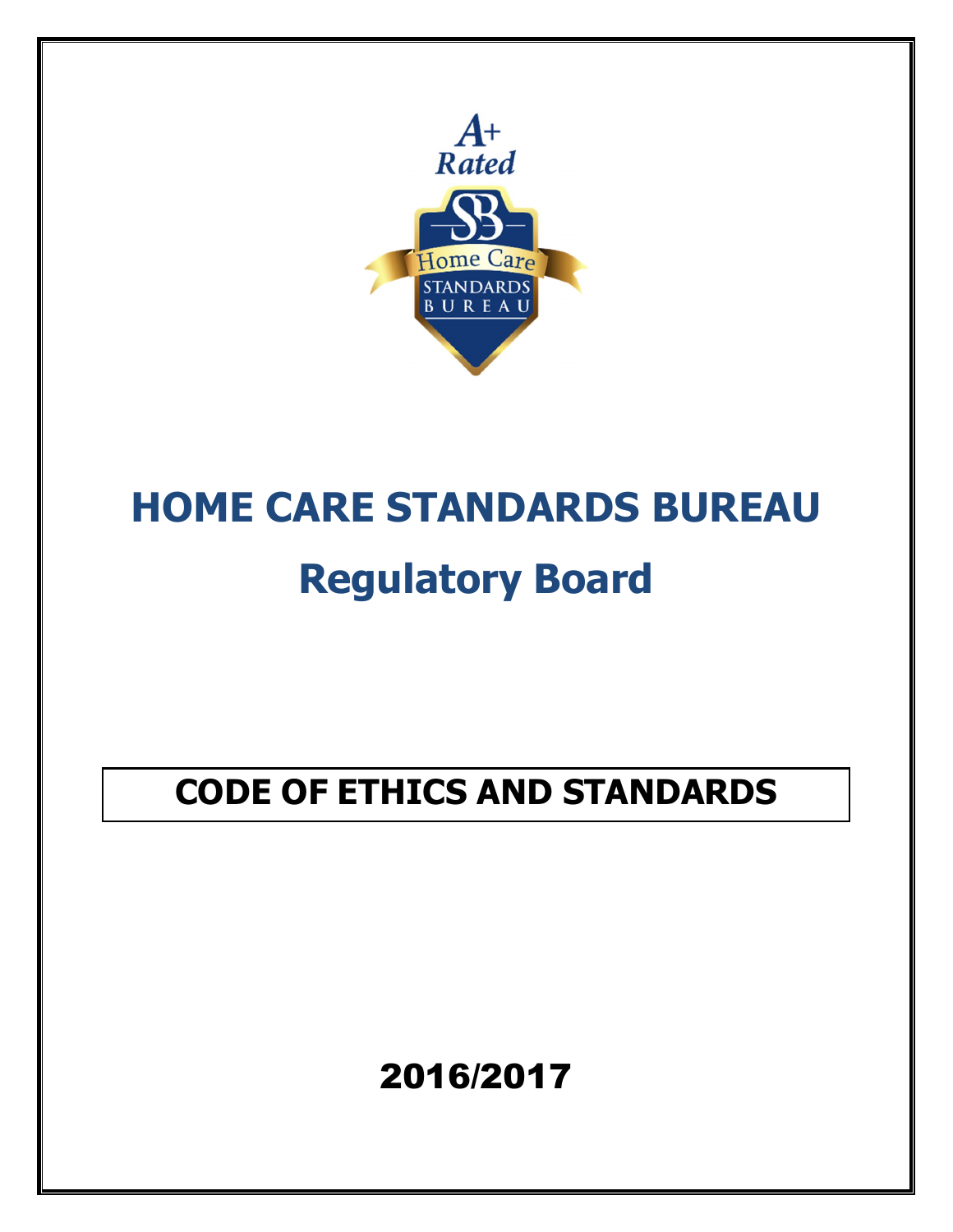A+
Rated

Home Care
STANDARDS
BUREAU

# HOME CARE STANDARDS BUREAU

# Regulatory Board

## CODE OF ETHICS AND STANDARDS

**2016/2017**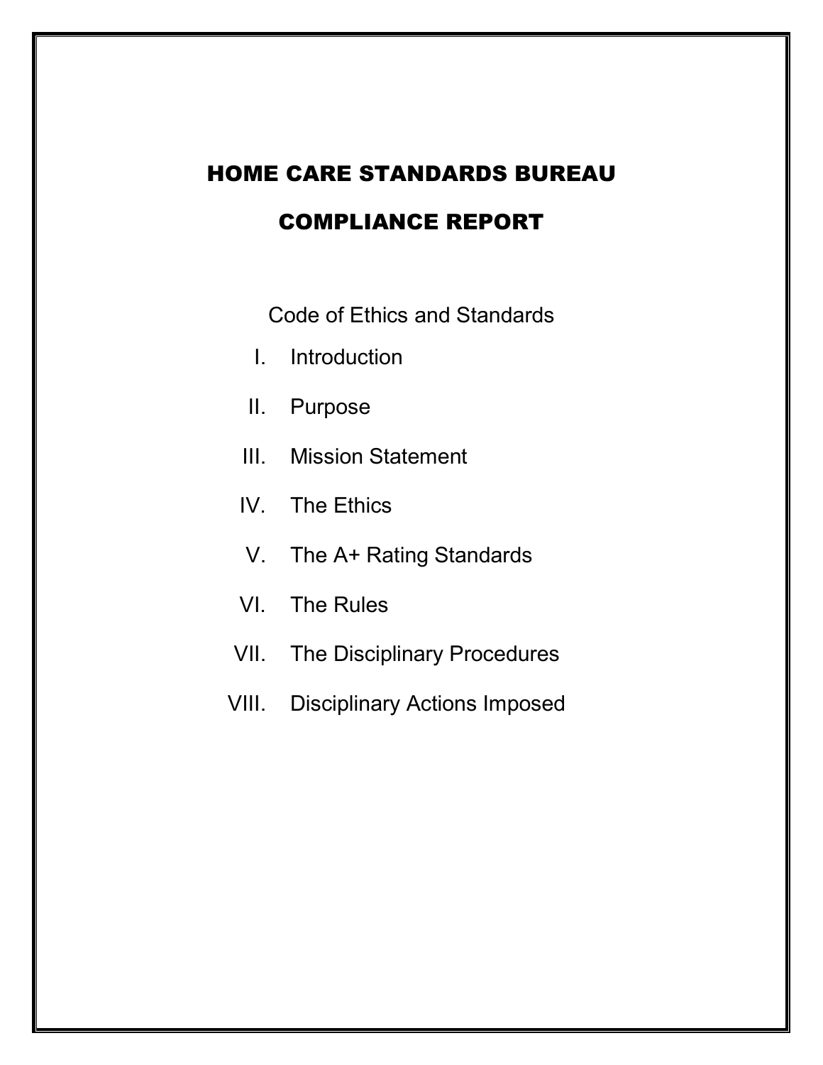# HOME CARE STANDARDS BUREAU

# COMPLIANCE REPORT

Code of Ethics and Standards

I. Introduction

II. Purpose

III. Mission Statement

IV. The Ethics

V. The A+ Rating Standards

VI. The Rules

VII. The Disciplinary Procedures

VIII. Disciplinary Actions Imposed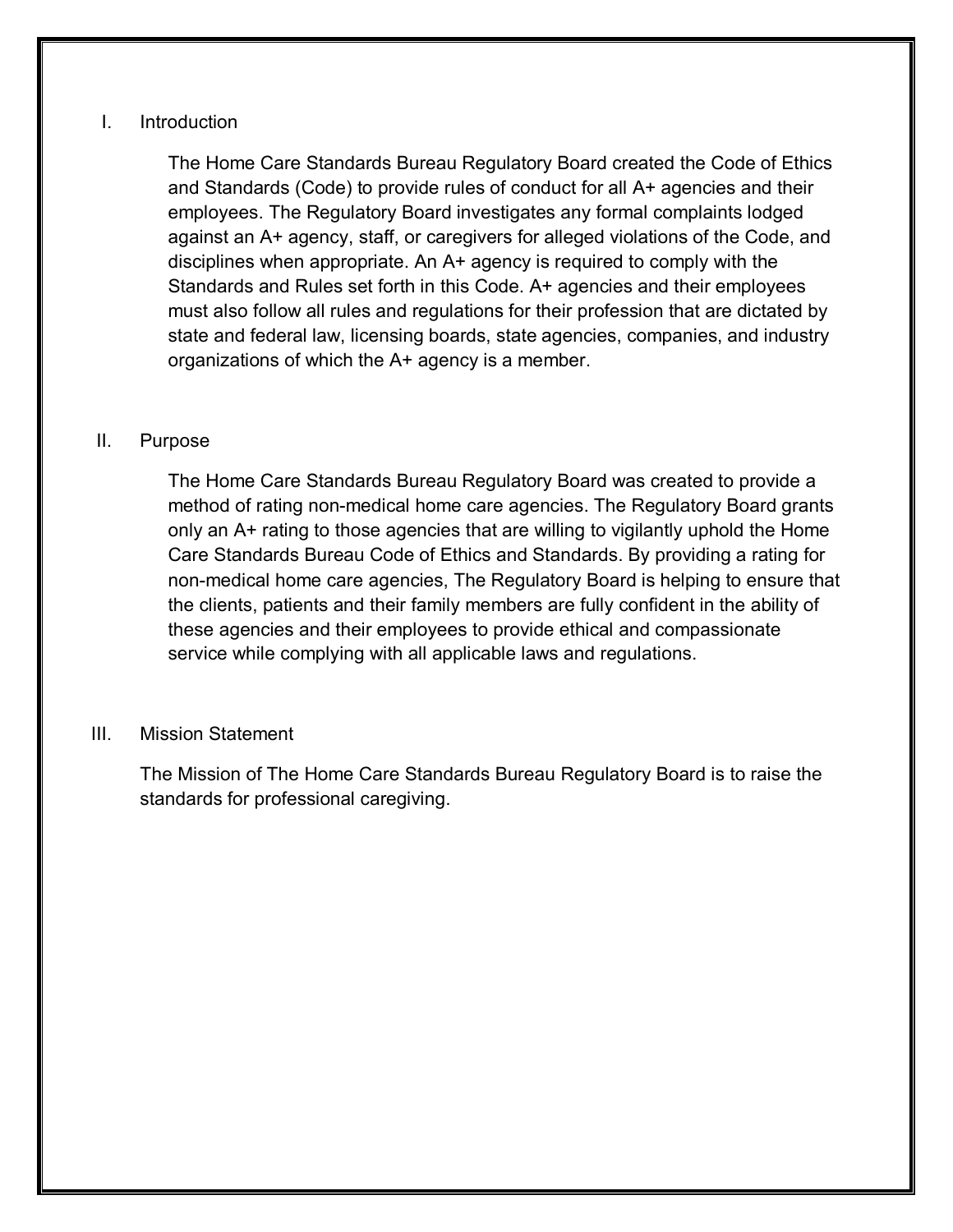## I. Introduction

The Home Care Standards Bureau Regulatory Board created the Code of Ethics and Standards (Code) to provide rules of conduct for all A+ agencies and their employees. The Regulatory Board investigates any formal complaints lodged against an A+ agency, staff, or caregivers for alleged violations of the Code, and disciplines when appropriate. An A+ agency is required to comply with the Standards and Rules set forth in this Code. A+ agencies and their employees must also follow all rules and regulations for their profession that are dictated by state and federal law, licensing boards, state agencies, companies, and industry organizations of which the A+ agency is a member.

## II. Purpose

The Home Care Standards Bureau Regulatory Board was created to provide a method of rating non-medical home care agencies. The Regulatory Board grants only an A+ rating to those agencies that are willing to vigilantly uphold the Home Care Standards Bureau Code of Ethics and Standards. By providing a rating for non-medical home care agencies, The Regulatory Board is helping to ensure that the clients, patients and their family members are fully confident in the ability of these agencies and their employees to provide ethical and compassionate service while complying with all applicable laws and regulations.

## III. Mission Statement

The Mission of The Home Care Standards Bureau Regulatory Board is to raise the standards for professional caregiving.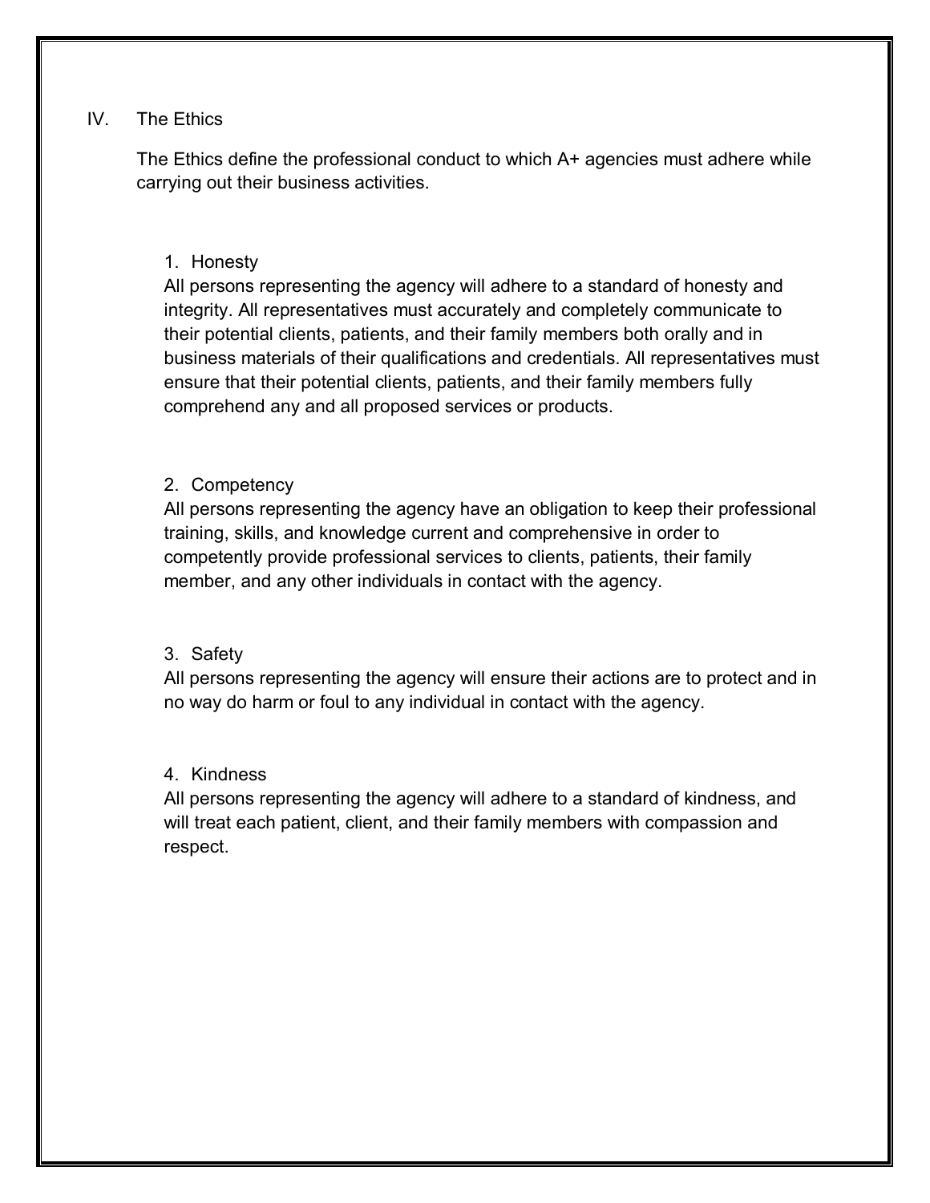## IV. The Ethics

The Ethics define the professional conduct to which A+ agencies must adhere while carrying out their business activities.

### 1. Honesty

All persons representing the agency will adhere to a standard of honesty and integrity. All representatives must accurately and completely communicate to their potential clients, patients, and their family members both orally and in business materials of their qualifications and credentials. All representatives must ensure that their potential clients, patients, and their family members fully comprehend any and all proposed services or products.

### 2. Competency

All persons representing the agency have an obligation to keep their professional training, skills, and knowledge current and comprehensive in order to competently provide professional services to clients, patients, their family member, and any other individuals in contact with the agency.

### 3. Safety

All persons representing the agency will ensure their actions are to protect and in no way do harm or foul to any individual in contact with the agency.

### 4. Kindness

All persons representing the agency will adhere to a standard of kindness, and will treat each patient, client, and their family members with compassion and respect.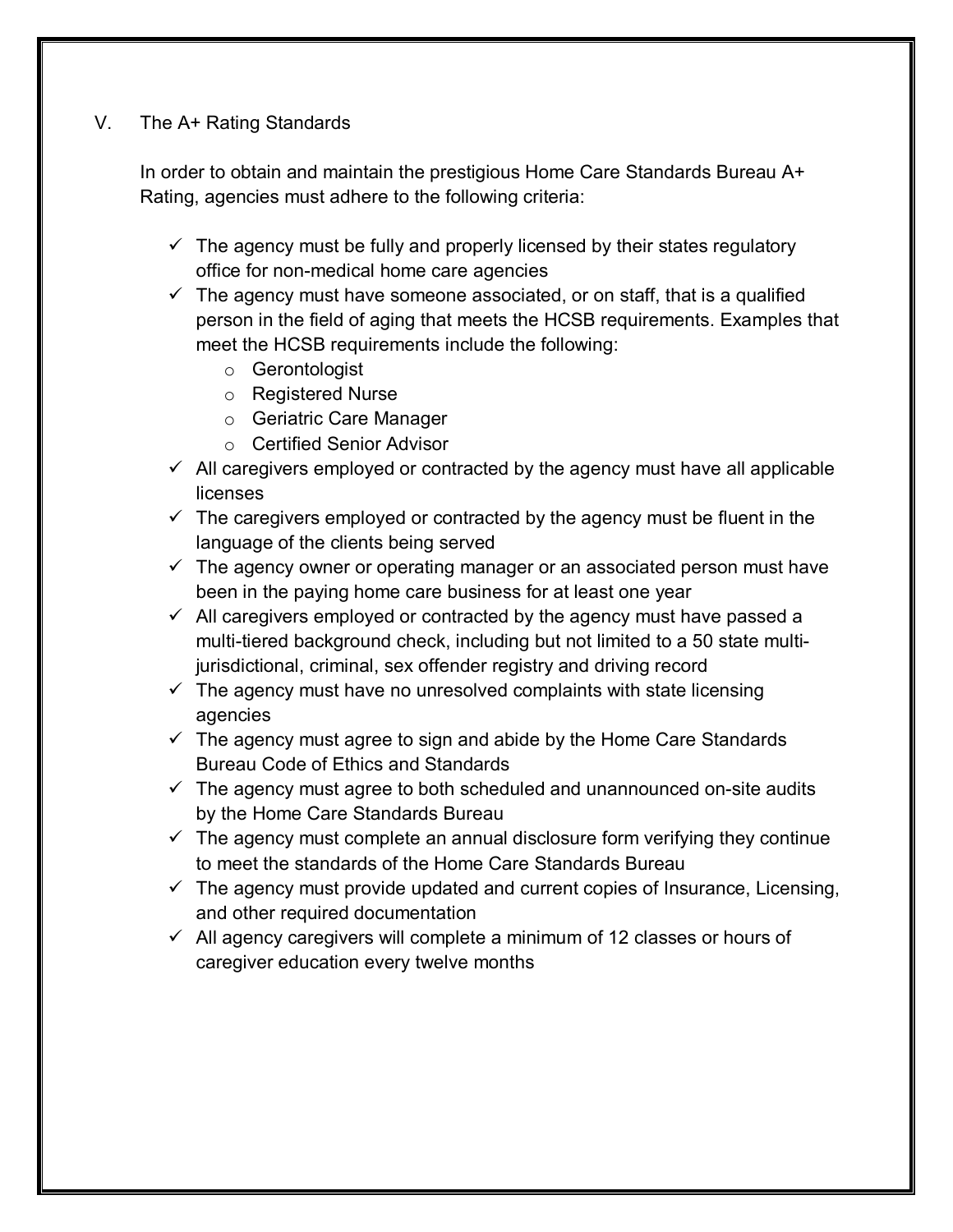## V. The A+ Rating Standards

In order to obtain and maintain the prestigious Home Care Standards Bureau A+ Rating, agencies must adhere to the following criteria:

- ✓ The agency must be fully and properly licensed by their states regulatory office for non-medical home care agencies
- ✓ The agency must have someone associated, or on staff, that is a qualified person in the field of aging that meets the HCSB requirements. Examples that meet the HCSB requirements include the following:
  - Gerontologist
  - Registered Nurse
  - Geriatric Care Manager
  - Certified Senior Advisor
- ✓ All caregivers employed or contracted by the agency must have all applicable licenses
- ✓ The caregivers employed or contracted by the agency must be fluent in the language of the clients being served
- ✓ The agency owner or operating manager or an associated person must have been in the paying home care business for at least one year
- ✓ All caregivers employed or contracted by the agency must have passed a multi-tiered background check, including but not limited to a 50 state multi-jurisdictional, criminal, sex offender registry and driving record
- ✓ The agency must have no unresolved complaints with state licensing agencies
- ✓ The agency must agree to sign and abide by the Home Care Standards Bureau Code of Ethics and Standards
- ✓ The agency must agree to both scheduled and unannounced on-site audits by the Home Care Standards Bureau
- ✓ The agency must complete an annual disclosure form verifying they continue to meet the standards of the Home Care Standards Bureau
- ✓ The agency must provide updated and current copies of Insurance, Licensing, and other required documentation
- ✓ All agency caregivers will complete a minimum of 12 classes or hours of caregiver education every twelve months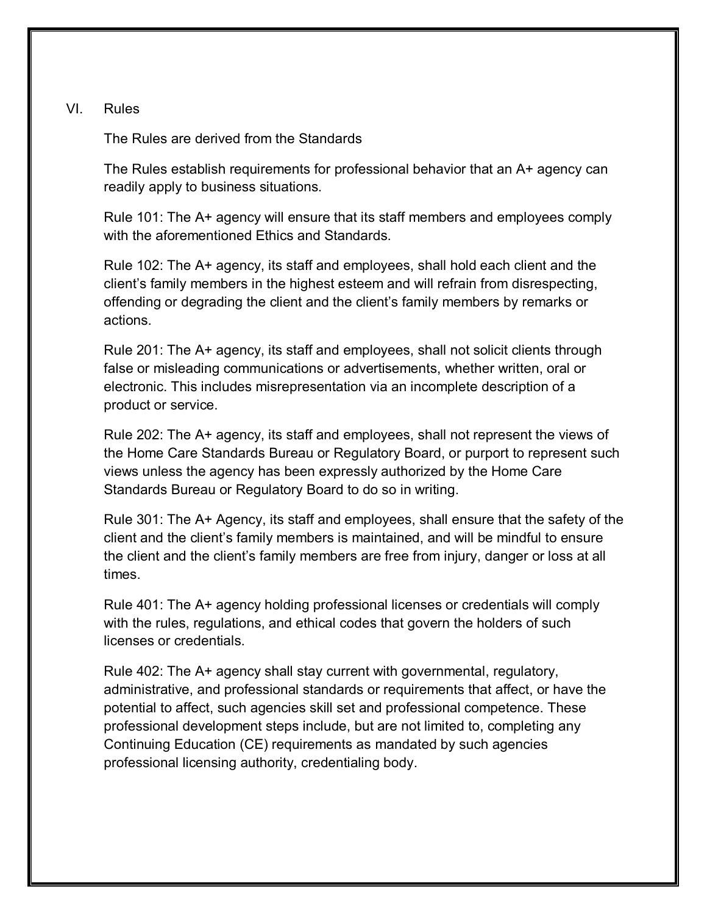## VI. Rules

The Rules are derived from the Standards

The Rules establish requirements for professional behavior that an A+ agency can readily apply to business situations.

Rule 101: The A+ agency will ensure that its staff members and employees comply with the aforementioned Ethics and Standards.

Rule 102: The A+ agency, its staff and employees, shall hold each client and the client's family members in the highest esteem and will refrain from disrespecting, offending or degrading the client and the client's family members by remarks or actions.

Rule 201: The A+ agency, its staff and employees, shall not solicit clients through false or misleading communications or advertisements, whether written, oral or electronic. This includes misrepresentation via an incomplete description of a product or service.

Rule 202: The A+ agency, its staff and employees, shall not represent the views of the Home Care Standards Bureau or Regulatory Board, or purport to represent such views unless the agency has been expressly authorized by the Home Care Standards Bureau or Regulatory Board to do so in writing.

Rule 301: The A+ Agency, its staff and employees, shall ensure that the safety of the client and the client's family members is maintained, and will be mindful to ensure the client and the client's family members are free from injury, danger or loss at all times.

Rule 401: The A+ agency holding professional licenses or credentials will comply with the rules, regulations, and ethical codes that govern the holders of such licenses or credentials.

Rule 402: The A+ agency shall stay current with governmental, regulatory, administrative, and professional standards or requirements that affect, or have the potential to affect, such agencies skill set and professional competence. These professional development steps include, but are not limited to, completing any Continuing Education (CE) requirements as mandated by such agencies professional licensing authority, credentialing body.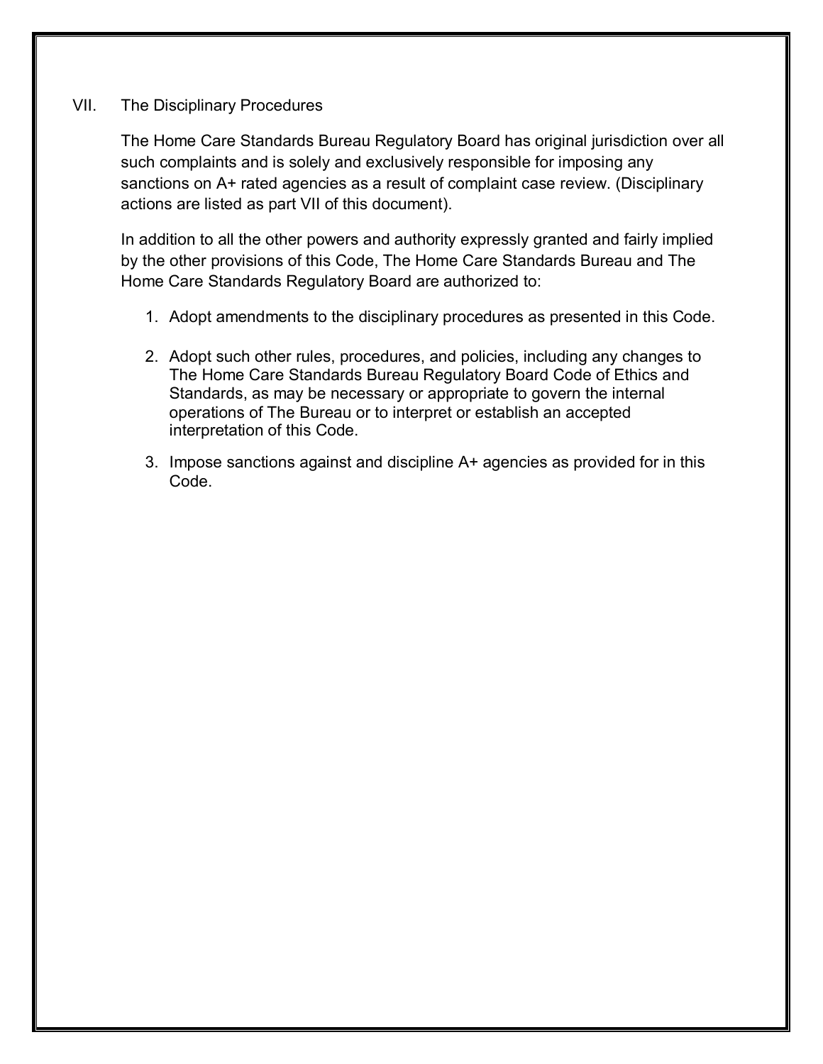## VII. The Disciplinary Procedures

The Home Care Standards Bureau Regulatory Board has original jurisdiction over all such complaints and is solely and exclusively responsible for imposing any sanctions on A+ rated agencies as a result of complaint case review. (Disciplinary actions are listed as part VII of this document).

In addition to all the other powers and authority expressly granted and fairly implied by the other provisions of this Code, The Home Care Standards Bureau and The Home Care Standards Regulatory Board are authorized to:

1. Adopt amendments to the disciplinary procedures as presented in this Code.
2. Adopt such other rules, procedures, and policies, including any changes to The Home Care Standards Bureau Regulatory Board Code of Ethics and Standards, as may be necessary or appropriate to govern the internal operations of The Bureau or to interpret or establish an accepted interpretation of this Code.
3. Impose sanctions against and discipline A+ agencies as provided for in this Code.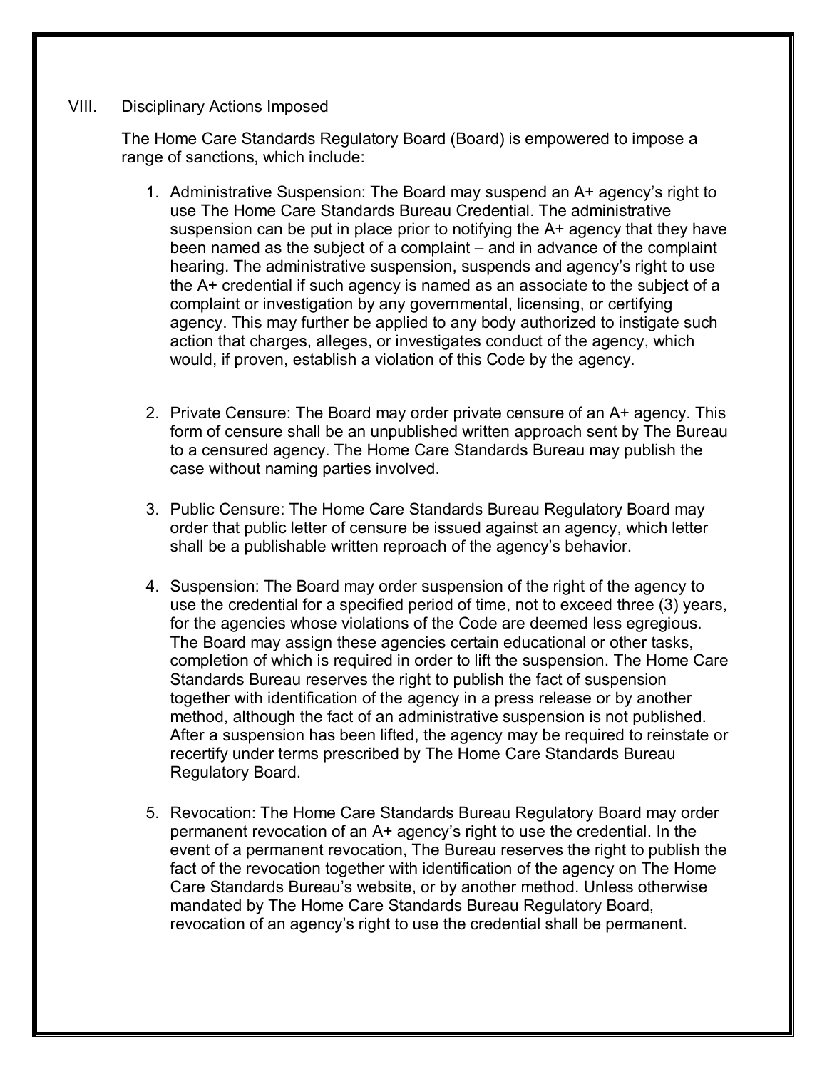## VIII. Disciplinary Actions Imposed

The Home Care Standards Regulatory Board (Board) is empowered to impose a range of sanctions, which include:

1. Administrative Suspension: The Board may suspend an A+ agency's right to use The Home Care Standards Bureau Credential. The administrative suspension can be put in place prior to notifying the A+ agency that they have been named as the subject of a complaint – and in advance of the complaint hearing. The administrative suspension, suspends and agency's right to use the A+ credential if such agency is named as an associate to the subject of a complaint or investigation by any governmental, licensing, or certifying agency. This may further be applied to any body authorized to instigate such action that charges, alleges, or investigates conduct of the agency, which would, if proven, establish a violation of this Code by the agency.

2. Private Censure: The Board may order private censure of an A+ agency. This form of censure shall be an unpublished written approach sent by The Bureau to a censured agency. The Home Care Standards Bureau may publish the case without naming parties involved.

3. Public Censure: The Home Care Standards Bureau Regulatory Board may order that public letter of censure be issued against an agency, which letter shall be a publishable written reproach of the agency's behavior.

4. Suspension: The Board may order suspension of the right of the agency to use the credential for a specified period of time, not to exceed three (3) years, for the agencies whose violations of the Code are deemed less egregious. The Board may assign these agencies certain educational or other tasks, completion of which is required in order to lift the suspension. The Home Care Standards Bureau reserves the right to publish the fact of suspension together with identification of the agency in a press release or by another method, although the fact of an administrative suspension is not published. After a suspension has been lifted, the agency may be required to reinstate or recertify under terms prescribed by The Home Care Standards Bureau Regulatory Board.

5. Revocation: The Home Care Standards Bureau Regulatory Board may order permanent revocation of an A+ agency's right to use the credential. In the event of a permanent revocation, The Bureau reserves the right to publish the fact of the revocation together with identification of the agency on The Home Care Standards Bureau's website, or by another method. Unless otherwise mandated by The Home Care Standards Bureau Regulatory Board, revocation of an agency's right to use the credential shall be permanent.